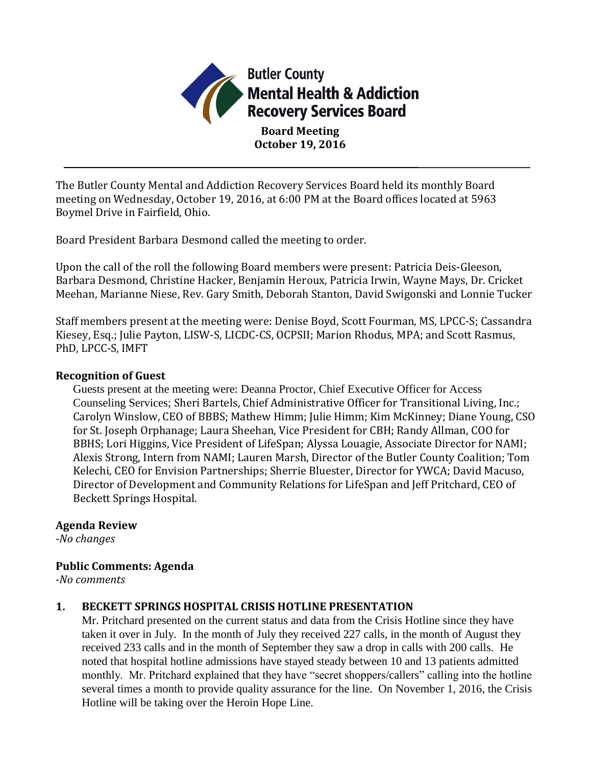# Butler County Mental Health & Addiction Recovery Services Board

**Board Meeting**
**October 19, 2016**

---

The Butler County Mental and Addiction Recovery Services Board held its monthly Board meeting on Wednesday, October 19, 2016, at 6:00 PM at the Board offices located at 5963 Boymel Drive in Fairfield, Ohio.

Board President Barbara Desmond called the meeting to order.

Upon the call of the roll the following Board members were present: Patricia Deis-Gleeson, Barbara Desmond, Christine Hacker, Benjamin Heroux, Patricia Irwin, Wayne Mays, Dr. Cricket Meehan, Marianne Niese, Rev. Gary Smith, Deborah Stanton, David Swigonski and Lonnie Tucker

Staff members present at the meeting were: Denise Boyd, Scott Fourman, MS, LPCC-S; Cassandra Kiesey, Esq.; Julie Payton, LISW-S, LICDC-CS, OCPSII; Marion Rhodus, MPA; and Scott Rasmus, PhD, LPCC-S, IMFT

### Recognition of Guest

Guests present at the meeting were: Deanna Proctor, Chief Executive Officer for Access Counseling Services; Sheri Bartels, Chief Administrative Officer for Transitional Living, Inc.; Carolyn Winslow, CEO of BBBS; Mathew Himm; Julie Himm; Kim McKinney; Diane Young, CSO for St. Joseph Orphanage; Laura Sheehan, Vice President for CBH; Randy Allman, COO for BBHS; Lori Higgins, Vice President of LifeSpan; Alyssa Louagie, Associate Director for NAMI; Alexis Strong, Intern from NAMI; Lauren Marsh, Director of the Butler County Coalition; Tom Kelechi, CEO for Envision Partnerships; Sherrie Bluester, Director for YWCA; David Macuso, Director of Development and Community Relations for LifeSpan and Jeff Pritchard, CEO of Beckett Springs Hospital.

### Agenda Review

*-No changes*

### Public Comments: Agenda

*-No comments*

### 1. BECKETT SPRINGS HOSPITAL CRISIS HOTLINE PRESENTATION

Mr. Pritchard presented on the current status and data from the Crisis Hotline since they have taken it over in July. In the month of July they received 227 calls, in the month of August they received 233 calls and in the month of September they saw a drop in calls with 200 calls. He noted that hospital hotline admissions have stayed steady between 10 and 13 patients admitted monthly. Mr. Pritchard explained that they have "secret shoppers/callers" calling into the hotline several times a month to provide quality assurance for the line. On November 1, 2016, the Crisis Hotline will be taking over the Heroin Hope Line.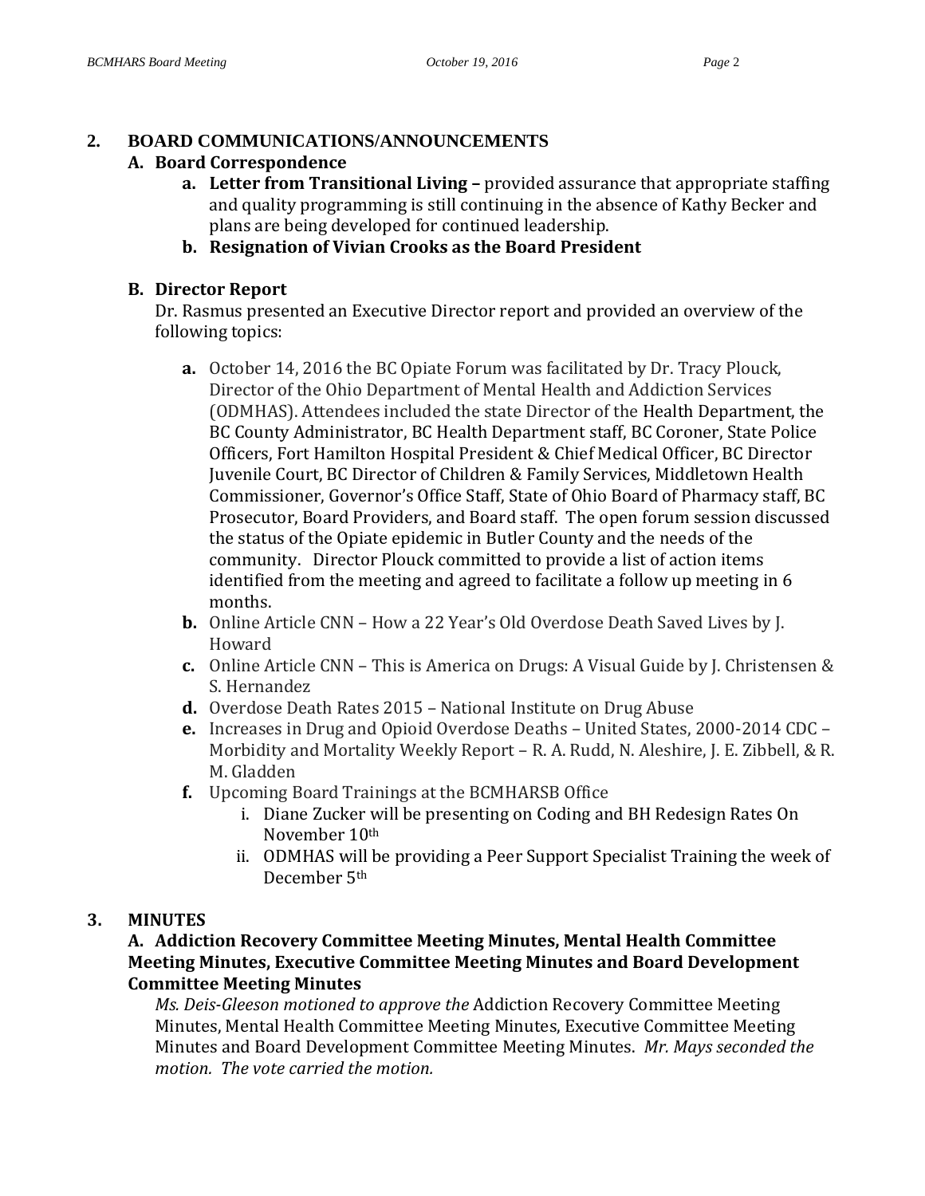## 2. BOARD COMMUNICATIONS/ANNOUNCEMENTS

### A. Board Correspondence

a. **Letter from Transitional Living –** provided assurance that appropriate staffing and quality programming is still continuing in the absence of Kathy Becker and plans are being developed for continued leadership.

b. **Resignation of Vivian Crooks as the Board President**

### B. Director Report

Dr. Rasmus presented an Executive Director report and provided an overview of the following topics:

**a.** October 14, 2016 the BC Opiate Forum was facilitated by Dr. Tracy Plouck, Director of the Ohio Department of Mental Health and Addiction Services (ODMHAS). Attendees included the state Director of the Health Department, the BC County Administrator, BC Health Department staff, BC Coroner, State Police Officers, Fort Hamilton Hospital President & Chief Medical Officer, BC Director Juvenile Court, BC Director of Children & Family Services, Middletown Health Commissioner, Governor's Office Staff, State of Ohio Board of Pharmacy staff, BC Prosecutor, Board Providers, and Board staff. The open forum session discussed the status of the Opiate epidemic in Butler County and the needs of the community. Director Plouck committed to provide a list of action items identified from the meeting and agreed to facilitate a follow up meeting in 6 months.

**b.** Online Article CNN – How a 22 Year's Old Overdose Death Saved Lives by J. Howard

**c.** Online Article CNN – This is America on Drugs: A Visual Guide by J. Christensen & S. Hernandez

**d.** Overdose Death Rates 2015 – National Institute on Drug Abuse

**e.** Increases in Drug and Opioid Overdose Deaths – United States, 2000-2014 CDC – Morbidity and Mortality Weekly Report – R. A. Rudd, N. Aleshire, J. E. Zibbell, & R. M. Gladden

**f.** Upcoming Board Trainings at the BCMHARSB Office

i. Diane Zucker will be presenting on Coding and BH Redesign Rates On November 10th

ii. ODMHAS will be providing a Peer Support Specialist Training the week of December 5th

## 3. MINUTES

### A. Addiction Recovery Committee Meeting Minutes, Mental Health Committee Meeting Minutes, Executive Committee Meeting Minutes and Board Development Committee Meeting Minutes

*Ms. Deis-Gleeson motioned to approve the* Addiction Recovery Committee Meeting Minutes, Mental Health Committee Meeting Minutes, Executive Committee Meeting Minutes and Board Development Committee Meeting Minutes. *Mr. Mays seconded the motion. The vote carried the motion.*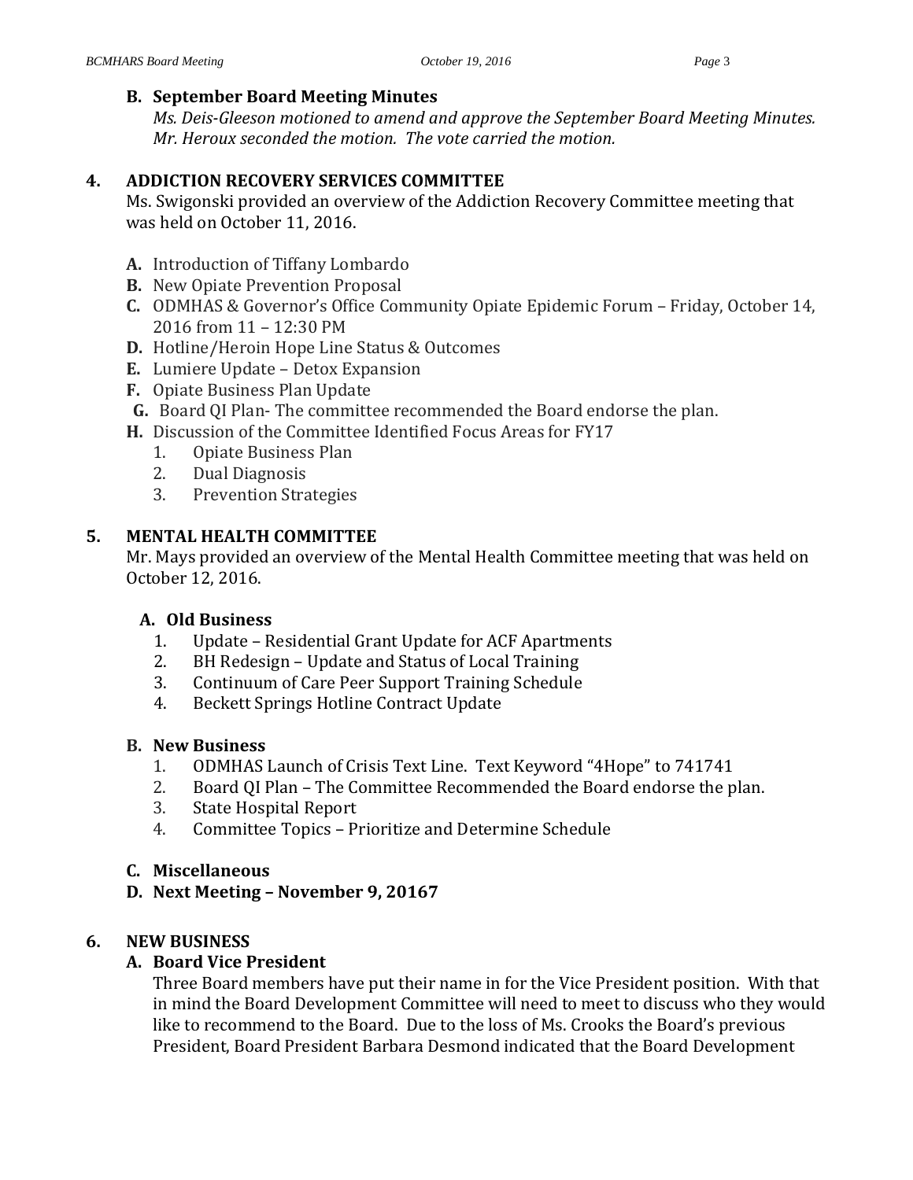**B. September Board Meeting Minutes**

*Ms. Deis-Gleeson motioned to amend and approve the September Board Meeting Minutes. Mr. Heroux seconded the motion. The vote carried the motion.*

## 4. ADDICTION RECOVERY SERVICES COMMITTEE

Ms. Swigonski provided an overview of the Addiction Recovery Committee meeting that was held on October 11, 2016.

- **A.** Introduction of Tiffany Lombardo
- **B.** New Opiate Prevention Proposal
- **C.** ODMHAS & Governor's Office Community Opiate Epidemic Forum – Friday, October 14, 2016 from 11 – 12:30 PM
- **D.** Hotline/Heroin Hope Line Status & Outcomes
- **E.** Lumiere Update – Detox Expansion
- **F.** Opiate Business Plan Update
- **G.** Board QI Plan- The committee recommended the Board endorse the plan.
- **H.** Discussion of the Committee Identified Focus Areas for FY17
  1. Opiate Business Plan
  2. Dual Diagnosis
  3. Prevention Strategies

## 5. MENTAL HEALTH COMMITTEE

Mr. Mays provided an overview of the Mental Health Committee meeting that was held on October 12, 2016.

**A. Old Business**

1. Update – Residential Grant Update for ACF Apartments
2. BH Redesign – Update and Status of Local Training
3. Continuum of Care Peer Support Training Schedule
4. Beckett Springs Hotline Contract Update

**B. New Business**

1. ODMHAS Launch of Crisis Text Line. Text Keyword "4Hope" to 741741
2. Board QI Plan – The Committee Recommended the Board endorse the plan.
3. State Hospital Report
4. Committee Topics – Prioritize and Determine Schedule

**C. Miscellaneous**

**D. Next Meeting – November 9, 20167**

## 6. NEW BUSINESS

**A. Board Vice President**

Three Board members have put their name in for the Vice President position. With that in mind the Board Development Committee will need to meet to discuss who they would like to recommend to the Board. Due to the loss of Ms. Crooks the Board's previous President, Board President Barbara Desmond indicated that the Board Development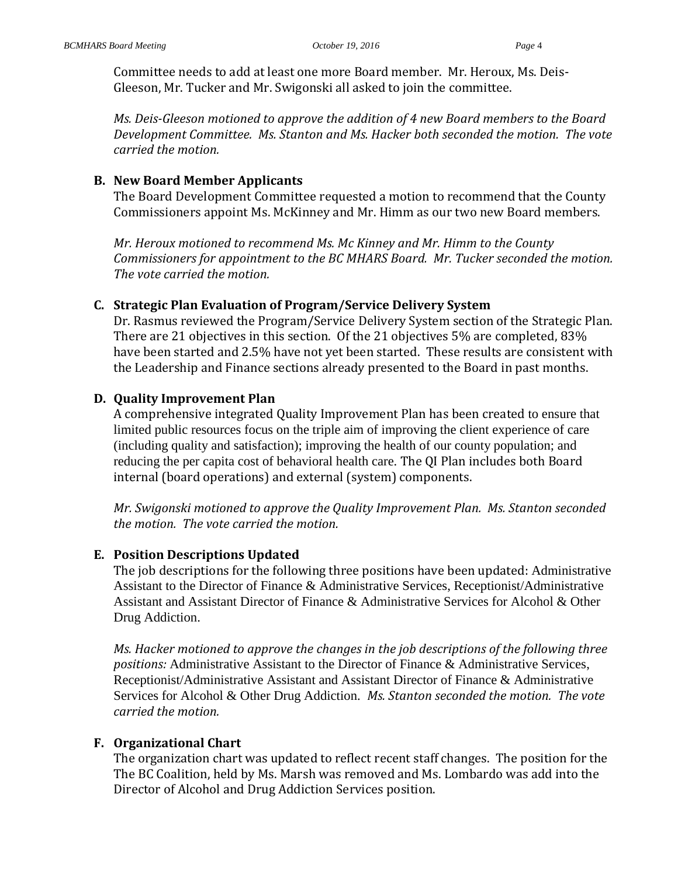Committee needs to add at least one more Board member. Mr. Heroux, Ms. Deis-Gleeson, Mr. Tucker and Mr. Swigonski all asked to join the committee.

*Ms. Deis-Gleeson motioned to approve the addition of 4 new Board members to the Board Development Committee. Ms. Stanton and Ms. Hacker both seconded the motion. The vote carried the motion.*

**B. New Board Member Applicants**

The Board Development Committee requested a motion to recommend that the County Commissioners appoint Ms. McKinney and Mr. Himm as our two new Board members.

*Mr. Heroux motioned to recommend Ms. Mc Kinney and Mr. Himm to the County Commissioners for appointment to the BC MHARS Board. Mr. Tucker seconded the motion. The vote carried the motion.*

**C. Strategic Plan Evaluation of Program/Service Delivery System**

Dr. Rasmus reviewed the Program/Service Delivery System section of the Strategic Plan. There are 21 objectives in this section. Of the 21 objectives 5% are completed, 83% have been started and 2.5% have not yet been started. These results are consistent with the Leadership and Finance sections already presented to the Board in past months.

**D. Quality Improvement Plan**

A comprehensive integrated Quality Improvement Plan has been created to ensure that limited public resources focus on the triple aim of improving the client experience of care (including quality and satisfaction); improving the health of our county population; and reducing the per capita cost of behavioral health care. The QI Plan includes both Board internal (board operations) and external (system) components.

*Mr. Swigonski motioned to approve the Quality Improvement Plan. Ms. Stanton seconded the motion. The vote carried the motion.*

**E. Position Descriptions Updated**

The job descriptions for the following three positions have been updated: Administrative Assistant to the Director of Finance & Administrative Services, Receptionist/Administrative Assistant and Assistant Director of Finance & Administrative Services for Alcohol & Other Drug Addiction.

*Ms. Hacker motioned to approve the changes in the job descriptions of the following three positions:* Administrative Assistant to the Director of Finance & Administrative Services, Receptionist/Administrative Assistant and Assistant Director of Finance & Administrative Services for Alcohol & Other Drug Addiction. *Ms. Stanton seconded the motion. The vote carried the motion.*

**F. Organizational Chart**

The organization chart was updated to reflect recent staff changes. The position for the The BC Coalition, held by Ms. Marsh was removed and Ms. Lombardo was add into the Director of Alcohol and Drug Addiction Services position.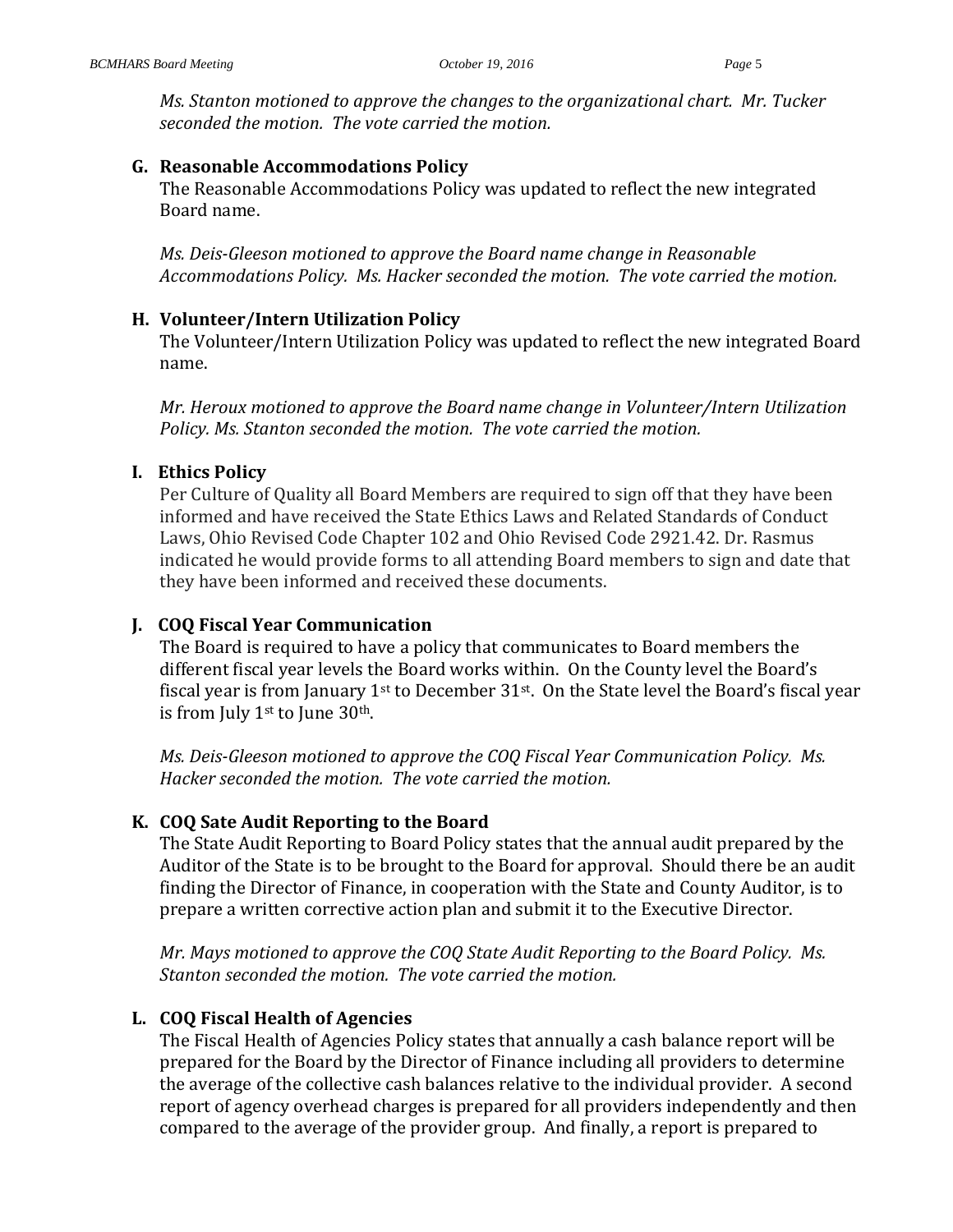*Ms. Stanton motioned to approve the changes to the organizational chart. Mr. Tucker seconded the motion. The vote carried the motion.*

**G. Reasonable Accommodations Policy**

The Reasonable Accommodations Policy was updated to reflect the new integrated Board name.

*Ms. Deis-Gleeson motioned to approve the Board name change in Reasonable Accommodations Policy. Ms. Hacker seconded the motion. The vote carried the motion.*

**H. Volunteer/Intern Utilization Policy**

The Volunteer/Intern Utilization Policy was updated to reflect the new integrated Board name.

*Mr. Heroux motioned to approve the Board name change in Volunteer/Intern Utilization Policy. Ms. Stanton seconded the motion. The vote carried the motion.*

**I. Ethics Policy**

Per Culture of Quality all Board Members are required to sign off that they have been informed and have received the State Ethics Laws and Related Standards of Conduct Laws, Ohio Revised Code Chapter 102 and Ohio Revised Code 2921.42. Dr. Rasmus indicated he would provide forms to all attending Board members to sign and date that they have been informed and received these documents.

**J. COQ Fiscal Year Communication**

The Board is required to have a policy that communicates to Board members the different fiscal year levels the Board works within. On the County level the Board's fiscal year is from January 1st to December 31st. On the State level the Board's fiscal year is from July 1st to June 30th.

*Ms. Deis-Gleeson motioned to approve the COQ Fiscal Year Communication Policy. Ms. Hacker seconded the motion. The vote carried the motion.*

**K. COQ Sate Audit Reporting to the Board**

The State Audit Reporting to Board Policy states that the annual audit prepared by the Auditor of the State is to be brought to the Board for approval. Should there be an audit finding the Director of Finance, in cooperation with the State and County Auditor, is to prepare a written corrective action plan and submit it to the Executive Director.

*Mr. Mays motioned to approve the COQ State Audit Reporting to the Board Policy. Ms. Stanton seconded the motion. The vote carried the motion.*

**L. COQ Fiscal Health of Agencies**

The Fiscal Health of Agencies Policy states that annually a cash balance report will be prepared for the Board by the Director of Finance including all providers to determine the average of the collective cash balances relative to the individual provider. A second report of agency overhead charges is prepared for all providers independently and then compared to the average of the provider group. And finally, a report is prepared to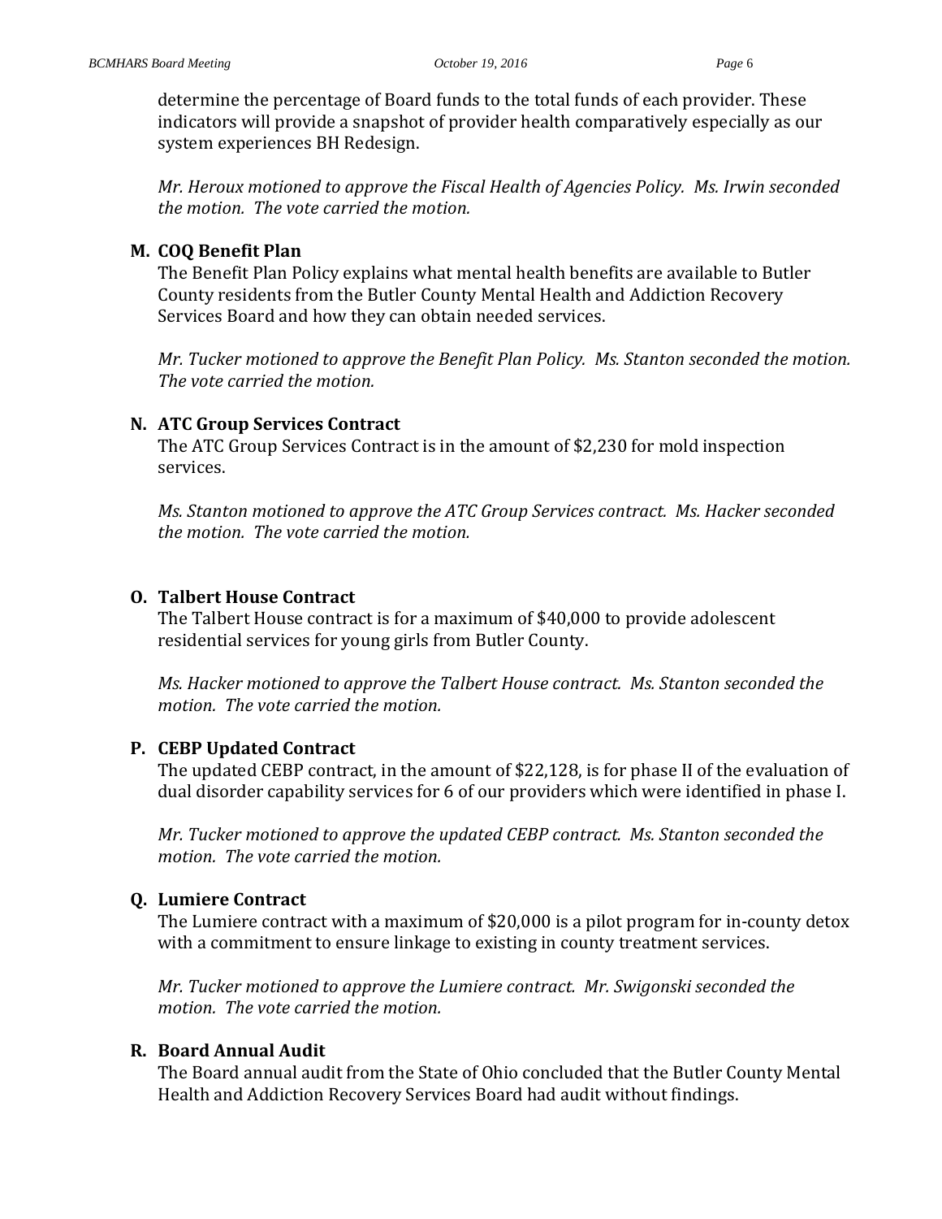determine the percentage of Board funds to the total funds of each provider. These indicators will provide a snapshot of provider health comparatively especially as our system experiences BH Redesign.

*Mr. Heroux motioned to approve the Fiscal Health of Agencies Policy. Ms. Irwin seconded the motion. The vote carried the motion.*

**M. COQ Benefit Plan**

The Benefit Plan Policy explains what mental health benefits are available to Butler County residents from the Butler County Mental Health and Addiction Recovery Services Board and how they can obtain needed services.

*Mr. Tucker motioned to approve the Benefit Plan Policy. Ms. Stanton seconded the motion. The vote carried the motion.*

**N. ATC Group Services Contract**

The ATC Group Services Contract is in the amount of $2,230 for mold inspection services.

*Ms. Stanton motioned to approve the ATC Group Services contract. Ms. Hacker seconded the motion. The vote carried the motion.*

**O. Talbert House Contract**

The Talbert House contract is for a maximum of $40,000 to provide adolescent residential services for young girls from Butler County.

*Ms. Hacker motioned to approve the Talbert House contract. Ms. Stanton seconded the motion. The vote carried the motion.*

**P. CEBP Updated Contract**

The updated CEBP contract, in the amount of $22,128, is for phase II of the evaluation of dual disorder capability services for 6 of our providers which were identified in phase I.

*Mr. Tucker motioned to approve the updated CEBP contract. Ms. Stanton seconded the motion. The vote carried the motion.*

**Q. Lumiere Contract**

The Lumiere contract with a maximum of $20,000 is a pilot program for in-county detox with a commitment to ensure linkage to existing in county treatment services.

*Mr. Tucker motioned to approve the Lumiere contract. Mr. Swigonski seconded the motion. The vote carried the motion.*

**R. Board Annual Audit**

The Board annual audit from the State of Ohio concluded that the Butler County Mental Health and Addiction Recovery Services Board had audit without findings.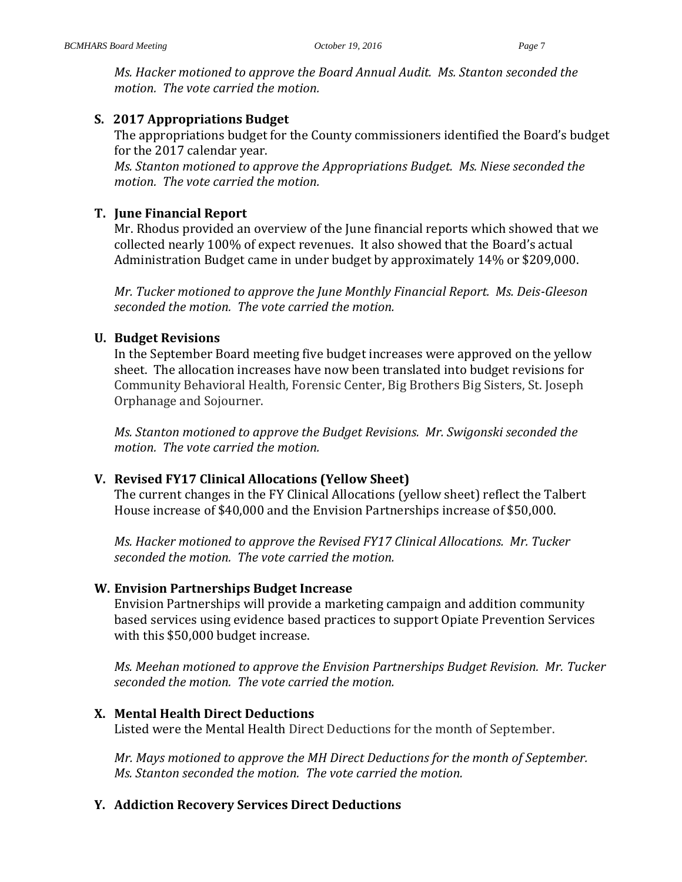*Ms. Hacker motioned to approve the Board Annual Audit. Ms. Stanton seconded the motion. The vote carried the motion.*

### S. 2017 Appropriations Budget

The appropriations budget for the County commissioners identified the Board's budget for the 2017 calendar year.

*Ms. Stanton motioned to approve the Appropriations Budget. Ms. Niese seconded the motion. The vote carried the motion.*

### T. June Financial Report

Mr. Rhodus provided an overview of the June financial reports which showed that we collected nearly 100% of expect revenues. It also showed that the Board's actual Administration Budget came in under budget by approximately 14% or $209,000.

*Mr. Tucker motioned to approve the June Monthly Financial Report. Ms. Deis-Gleeson seconded the motion. The vote carried the motion.*

### U. Budget Revisions

In the September Board meeting five budget increases were approved on the yellow sheet. The allocation increases have now been translated into budget revisions for Community Behavioral Health, Forensic Center, Big Brothers Big Sisters, St. Joseph Orphanage and Sojourner.

*Ms. Stanton motioned to approve the Budget Revisions. Mr. Swigonski seconded the motion. The vote carried the motion.*

### V. Revised FY17 Clinical Allocations (Yellow Sheet)

The current changes in the FY Clinical Allocations (yellow sheet) reflect the Talbert House increase of $40,000 and the Envision Partnerships increase of $50,000.

*Ms. Hacker motioned to approve the Revised FY17 Clinical Allocations. Mr. Tucker seconded the motion. The vote carried the motion.*

### W. Envision Partnerships Budget Increase

Envision Partnerships will provide a marketing campaign and addition community based services using evidence based practices to support Opiate Prevention Services with this $50,000 budget increase.

*Ms. Meehan motioned to approve the Envision Partnerships Budget Revision. Mr. Tucker seconded the motion. The vote carried the motion.*

### X. Mental Health Direct Deductions

Listed were the Mental Health Direct Deductions for the month of September.

*Mr. Mays motioned to approve the MH Direct Deductions for the month of September. Ms. Stanton seconded the motion. The vote carried the motion.*

### Y. Addiction Recovery Services Direct Deductions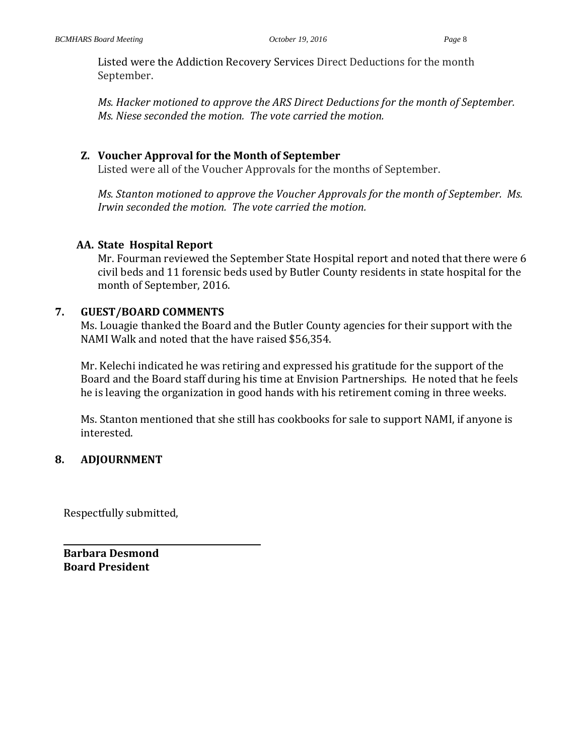Listed were the Addiction Recovery Services Direct Deductions for the month September.

*Ms. Hacker motioned to approve the ARS Direct Deductions for the month of September. Ms. Niese seconded the motion. The vote carried the motion.*

### Z. Voucher Approval for the Month of September

Listed were all of the Voucher Approvals for the months of September.

*Ms. Stanton motioned to approve the Voucher Approvals for the month of September. Ms. Irwin seconded the motion. The vote carried the motion.*

### AA. State Hospital Report

Mr. Fourman reviewed the September State Hospital report and noted that there were 6 civil beds and 11 forensic beds used by Butler County residents in state hospital for the month of September, 2016.

## 7. GUEST/BOARD COMMENTS

Ms. Louagie thanked the Board and the Butler County agencies for their support with the NAMI Walk and noted that the have raised $56,354.

Mr. Kelechi indicated he was retiring and expressed his gratitude for the support of the Board and the Board staff during his time at Envision Partnerships. He noted that he feels he is leaving the organization in good hands with his retirement coming in three weeks.

Ms. Stanton mentioned that she still has cookbooks for sale to support NAMI, if anyone is interested.

## 8. ADJOURNMENT

Respectfully submitted,

\_\_\_\_\_\_\_\_\_\_\_\_\_\_\_\_\_\_\_\_\_\_\_\_\_\_\_\_\_\_\_\_\_\_\_\_

**Barbara Desmond**
**Board President**